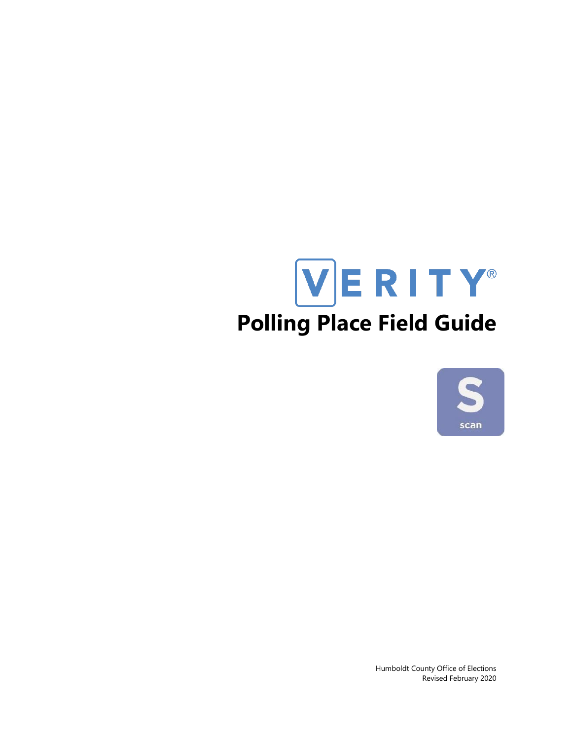# VERITY®

# Polling Place Field Guide

scan

Humboldt County Office of Elections
Revised February 2020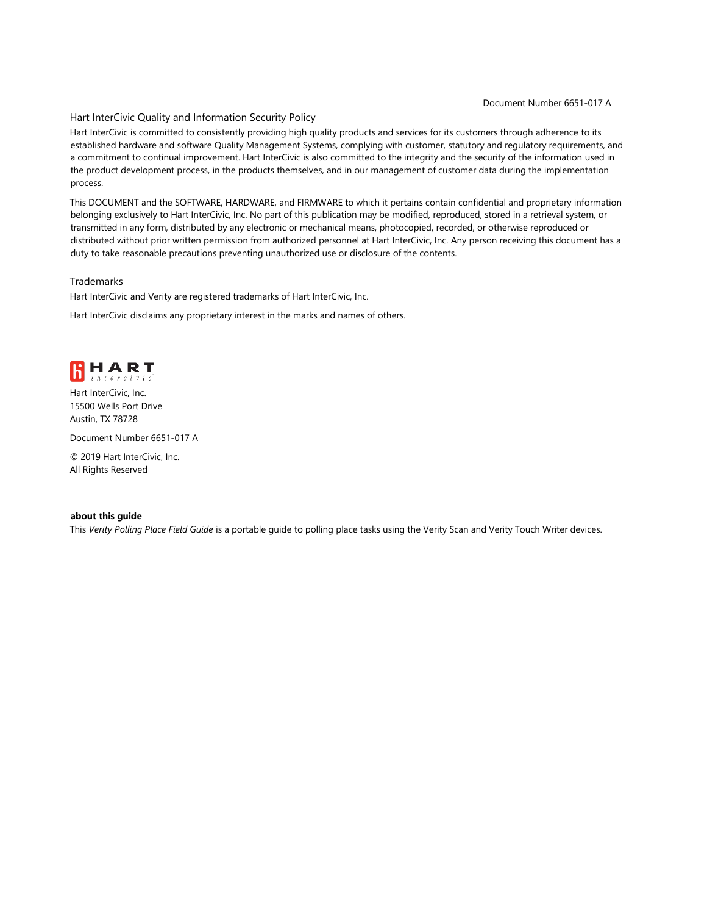Document Number 6651-017 A

## Hart InterCivic Quality and Information Security Policy

Hart InterCivic is committed to consistently providing high quality products and services for its customers through adherence to its established hardware and software Quality Management Systems, complying with customer, statutory and regulatory requirements, and a commitment to continual improvement. Hart InterCivic is also committed to the integrity and the security of the information used in the product development process, in the products themselves, and in our management of customer data during the implementation process.

This DOCUMENT and the SOFTWARE, HARDWARE, and FIRMWARE to which it pertains contain confidential and proprietary information belonging exclusively to Hart InterCivic, Inc. No part of this publication may be modified, reproduced, stored in a retrieval system, or transmitted in any form, distributed by any electronic or mechanical means, photocopied, recorded, or otherwise reproduced or distributed without prior written permission from authorized personnel at Hart InterCivic, Inc. Any person receiving this document has a duty to take reasonable precautions preventing unauthorized use or disclosure of the contents.

## Trademarks

Hart InterCivic and Verity are registered trademarks of Hart InterCivic, Inc.

Hart InterCivic disclaims any proprietary interest in the marks and names of others.

HART intercivic

Hart InterCivic, Inc.
15500 Wells Port Drive
Austin, TX 78728

Document Number 6651-017 A

© 2019 Hart InterCivic, Inc.
All Rights Reserved

**about this guide**

This *Verity Polling Place Field Guide* is a portable guide to polling place tasks using the Verity Scan and Verity Touch Writer devices.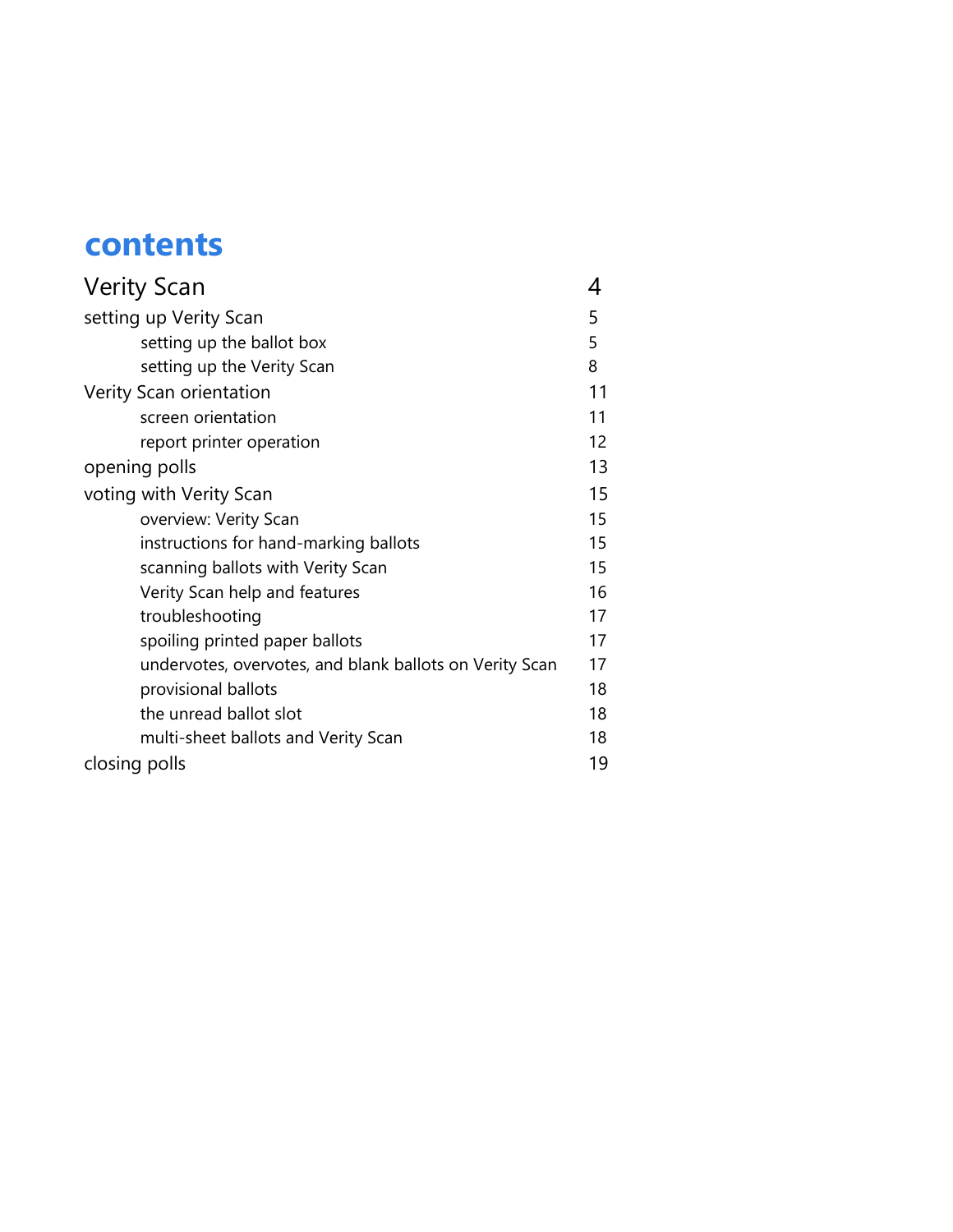# contents

| | |
|---|---|
| Verity Scan | 4 |
| setting up Verity Scan | 5 |
| setting up the ballot box | 5 |
| setting up the Verity Scan | 8 |
| Verity Scan orientation | 11 |
| screen orientation | 11 |
| report printer operation | 12 |
| opening polls | 13 |
| voting with Verity Scan | 15 |
| overview: Verity Scan | 15 |
| instructions for hand-marking ballots | 15 |
| scanning ballots with Verity Scan | 15 |
| Verity Scan help and features | 16 |
| troubleshooting | 17 |
| spoiling printed paper ballots | 17 |
| undervotes, overvotes, and blank ballots on Verity Scan | 17 |
| provisional ballots | 18 |
| the unread ballot slot | 18 |
| multi-sheet ballots and Verity Scan | 18 |
| closing polls | 19 |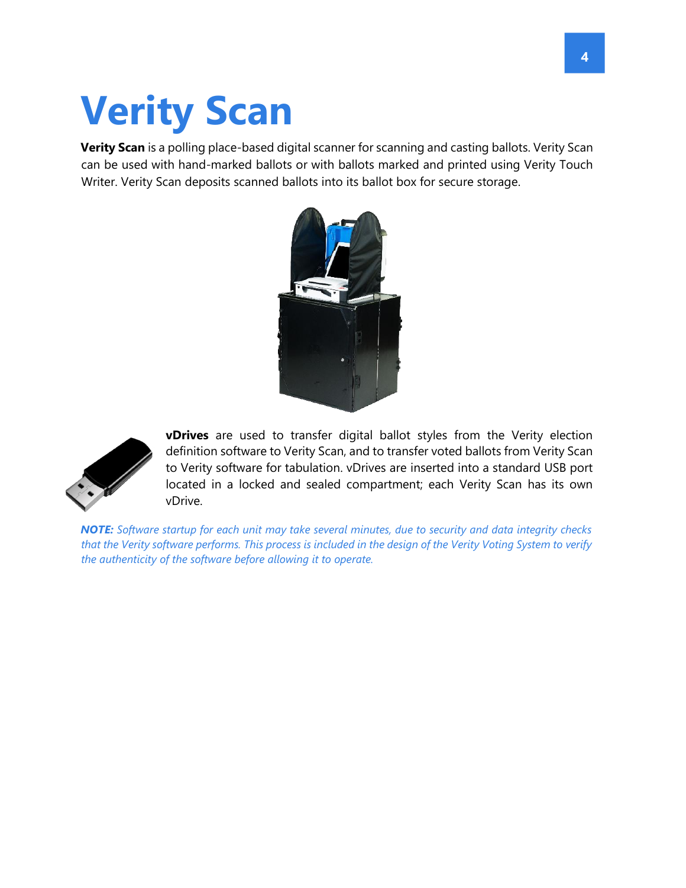# Verity Scan

**Verity Scan** is a polling place-based digital scanner for scanning and casting ballots. Verity Scan can be used with hand-marked ballots or with ballots marked and printed using Verity Touch Writer. Verity Scan deposits scanned ballots into its ballot box for secure storage.

**vDrives** are used to transfer digital ballot styles from the Verity election definition software to Verity Scan, and to transfer voted ballots from Verity Scan to Verity software for tabulation. vDrives are inserted into a standard USB port located in a locked and sealed compartment; each Verity Scan has its own vDrive.

***NOTE:*** *Software startup for each unit may take several minutes, due to security and data integrity checks that the Verity software performs. This process is included in the design of the Verity Voting System to verify the authenticity of the software before allowing it to operate.*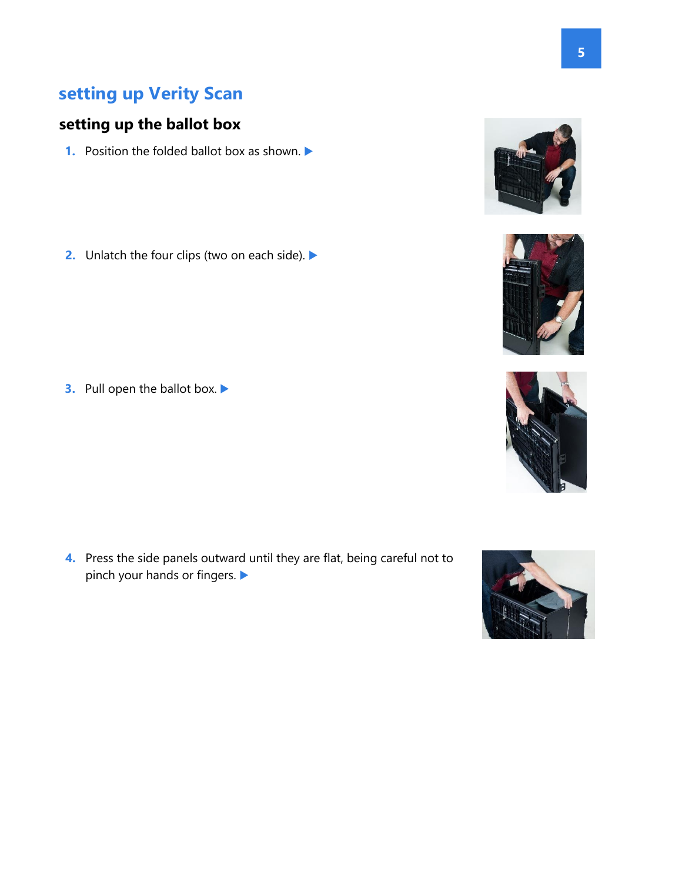# setting up Verity Scan

## setting up the ballot box

1. Position the folded ballot box as shown. ▶

2. Unlatch the four clips (two on each side). ▶

3. Pull open the ballot box. ▶

4. Press the side panels outward until they are flat, being careful not to pinch your hands or fingers. ▶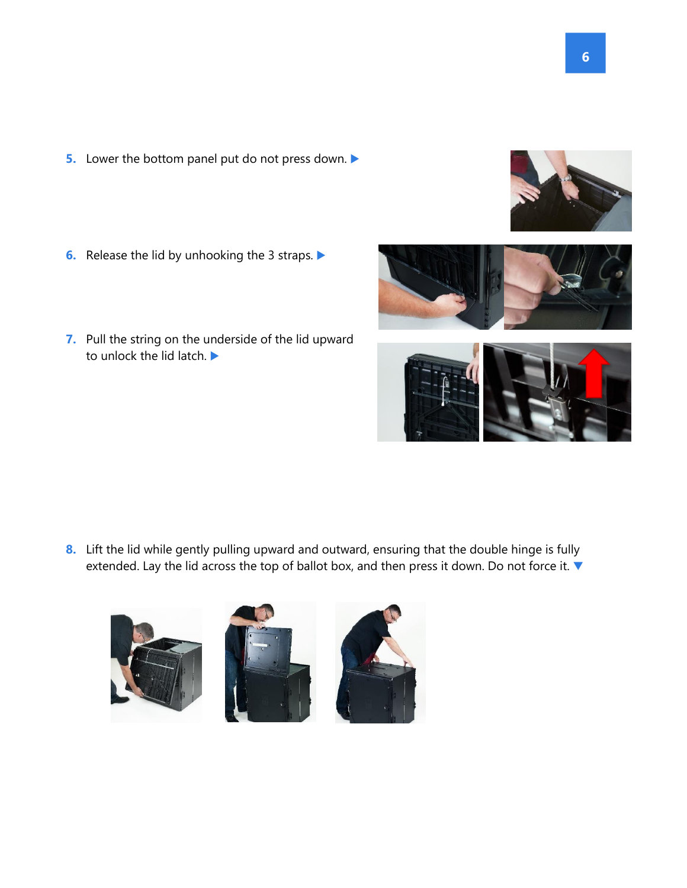5. Lower the bottom panel put do not press down. ▶

6. Release the lid by unhooking the 3 straps. ▶

7. Pull the string on the underside of the lid upward to unlock the lid latch. ▶

8. Lift the lid while gently pulling upward and outward, ensuring that the double hinge is fully extended. Lay the lid across the top of ballot box, and then press it down. Do not force it. ▼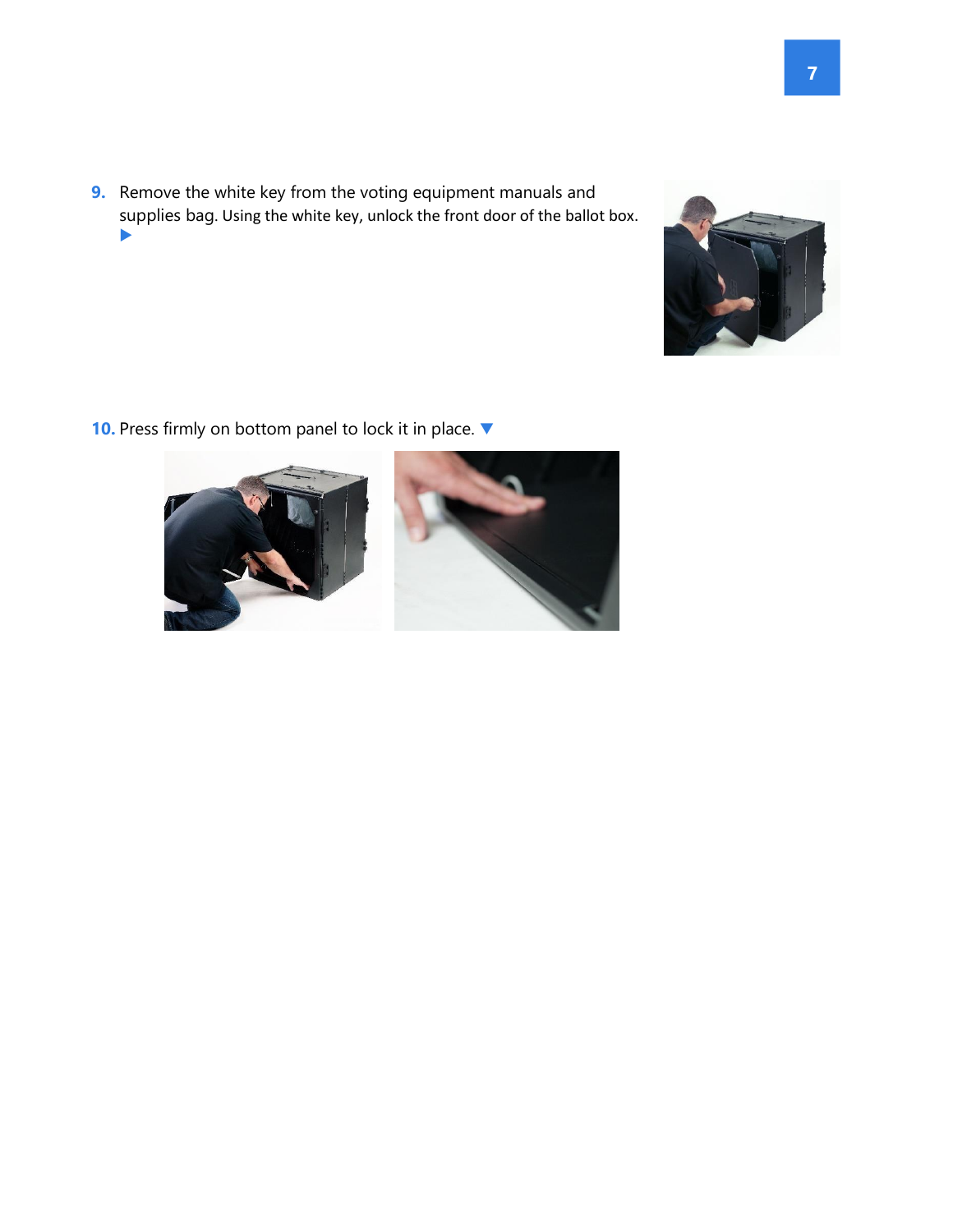9. Remove the white key from the voting equipment manuals and supplies bag. Using the white key, unlock the front door of the ballot box. ▶

10. Press firmly on bottom panel to lock it in place. ▼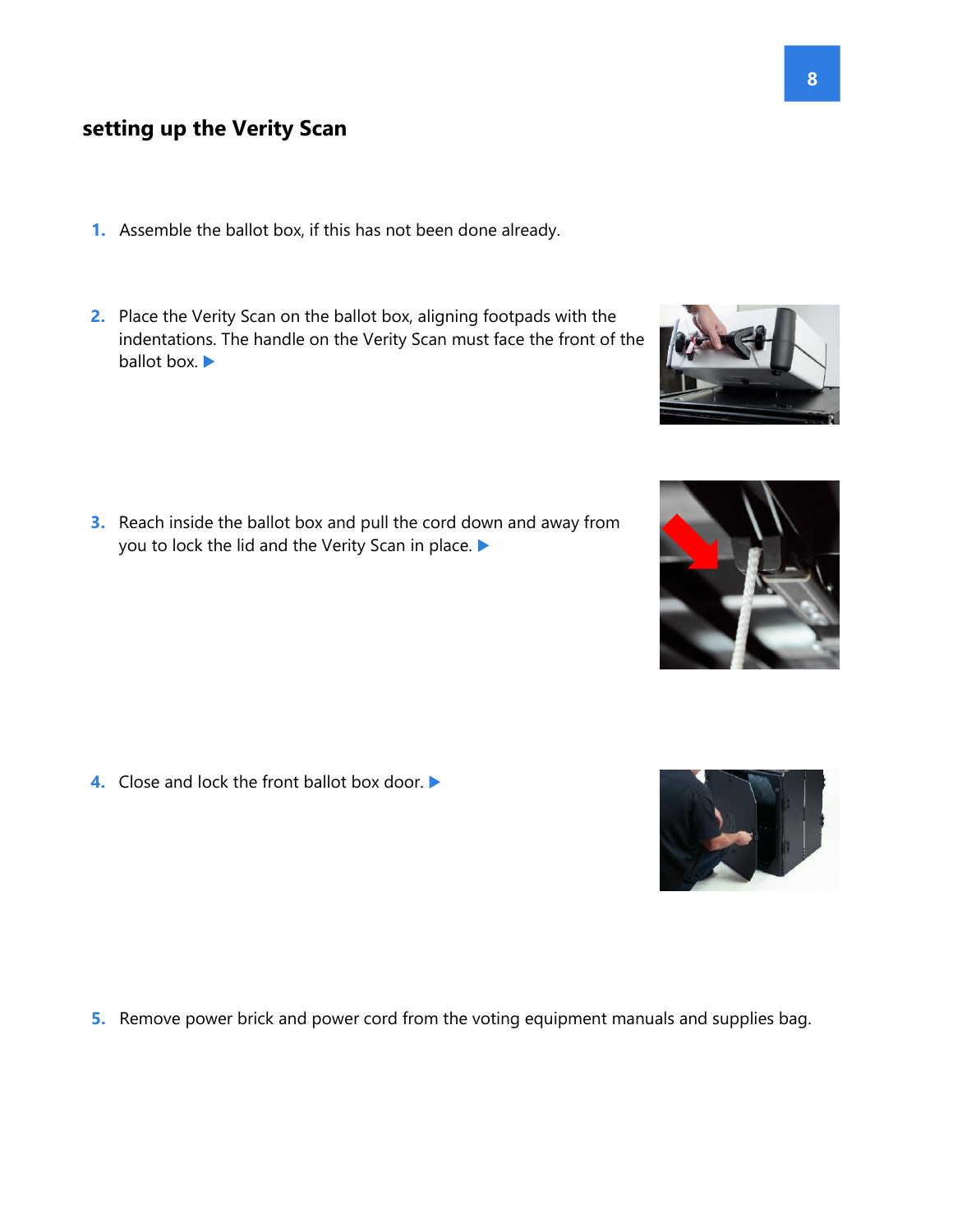# setting up the Verity Scan

1. Assemble the ballot box, if this has not been done already.

2. Place the Verity Scan on the ballot box, aligning footpads with the indentations. The handle on the Verity Scan must face the front of the ballot box. ▶

3. Reach inside the ballot box and pull the cord down and away from you to lock the lid and the Verity Scan in place. ▶

4. Close and lock the front ballot box door. ▶

5. Remove power brick and power cord from the voting equipment manuals and supplies bag.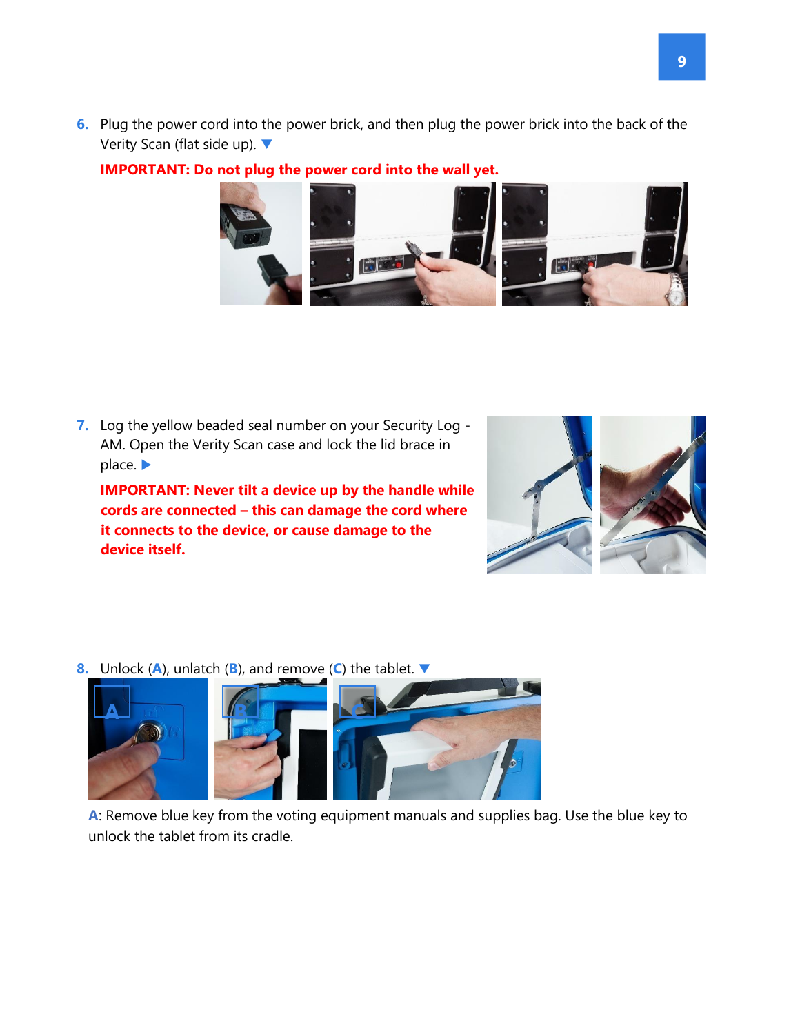6. Plug the power cord into the power brick, and then plug the power brick into the back of the Verity Scan (flat side up). ▼

   **IMPORTANT: Do not plug the power cord into the wall yet.**

7. Log the yellow beaded seal number on your Security Log - AM. Open the Verity Scan case and lock the lid brace in place. ▶

   **IMPORTANT: Never tilt a device up by the handle while cords are connected – this can damage the cord where it connects to the device, or cause damage to the device itself.**

8. Unlock (**A**), unlatch (**B**), and remove (**C**) the tablet. ▼

**A**: Remove blue key from the voting equipment manuals and supplies bag. Use the blue key to unlock the tablet from its cradle.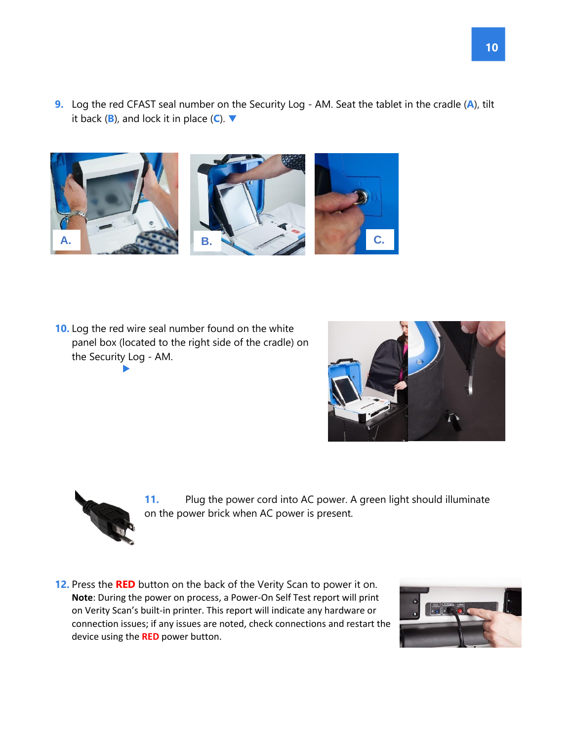9. Log the red CFAST seal number on the Security Log - AM. Seat the tablet in the cradle (**A**), tilt it back (**B**), and lock it in place (**C**). ▼

A. B. C.

10. Log the red wire seal number found on the white panel box (located to the right side of the cradle) on the Security Log - AM. ▶

11. Plug the power cord into AC power. A green light should illuminate on the power brick when AC power is present.

12. Press the **RED** button on the back of the Verity Scan to power it on. **Note**: During the power on process, a Power-On Self Test report will print on Verity Scan's built-in printer. This report will indicate any hardware or connection issues; if any issues are noted, check connections and restart the device using the **RED** power button.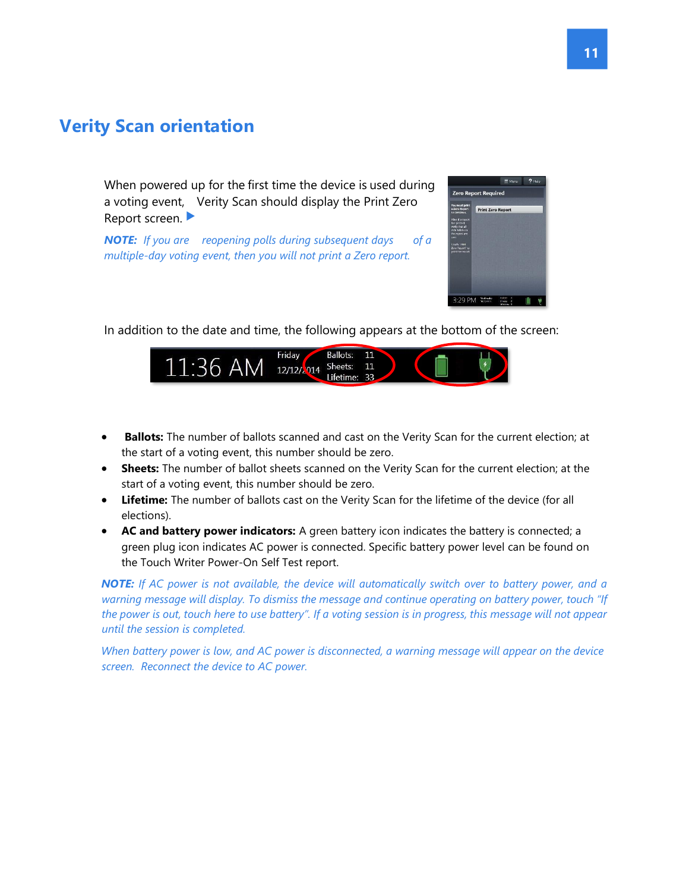# Verity Scan orientation

When powered up for the first time the device is used during a voting event, Verity Scan should display the Print Zero Report screen. ▶

***NOTE:*** *If you are reopening polls during subsequent days of a multiple-day voting event, then you will not print a Zero report.*

In addition to the date and time, the following appears at the bottom of the screen:

- **Ballots:** The number of ballots scanned and cast on the Verity Scan for the current election; at the start of a voting event, this number should be zero.
- **Sheets:** The number of ballot sheets scanned on the Verity Scan for the current election; at the start of a voting event, this number should be zero.
- **Lifetime:** The number of ballots cast on the Verity Scan for the lifetime of the device (for all elections).
- **AC and battery power indicators:** A green battery icon indicates the battery is connected; a green plug icon indicates AC power is connected. Specific battery power level can be found on the Touch Writer Power-On Self Test report.

***NOTE:*** *If AC power is not available, the device will automatically switch over to battery power, and a warning message will display. To dismiss the message and continue operating on battery power, touch "If the power is out, touch here to use battery". If a voting session is in progress, this message will not appear until the session is completed.*

*When battery power is low, and AC power is disconnected, a warning message will appear on the device screen. Reconnect the device to AC power.*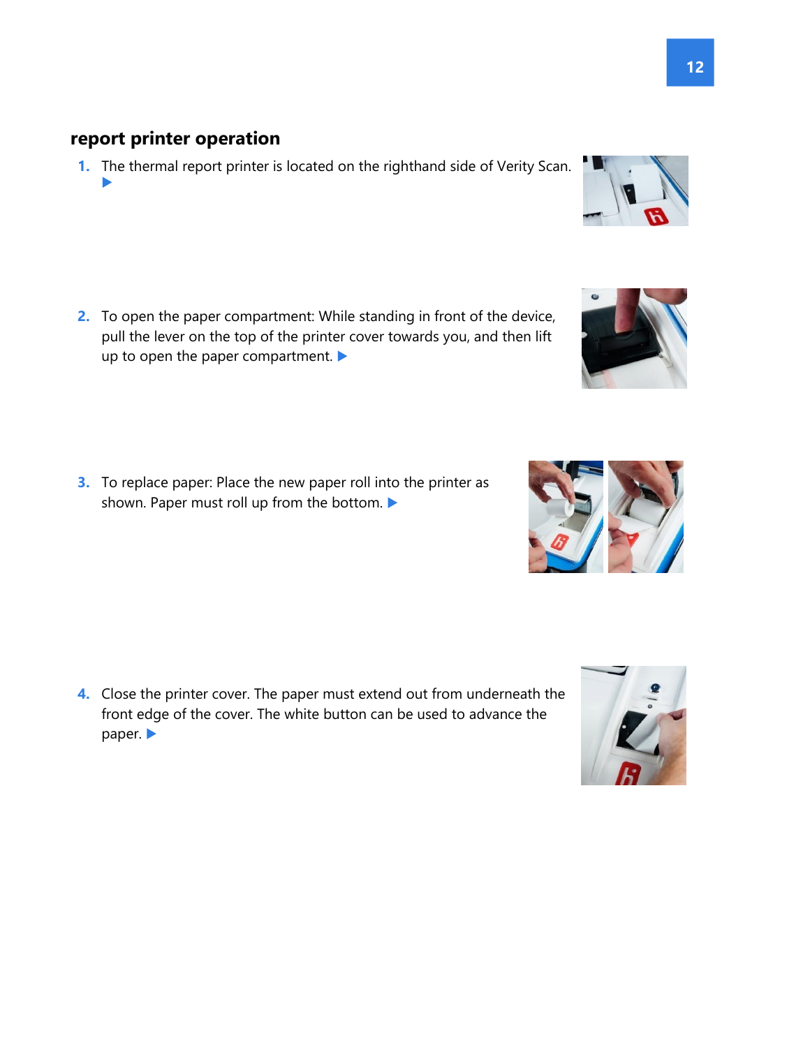## report printer operation

1. The thermal report printer is located on the righthand side of Verity Scan. ▶

2. To open the paper compartment: While standing in front of the device, pull the lever on the top of the printer cover towards you, and then lift up to open the paper compartment. ▶

3. To replace paper: Place the new paper roll into the printer as shown. Paper must roll up from the bottom. ▶

4. Close the printer cover. The paper must extend out from underneath the front edge of the cover. The white button can be used to advance the paper. ▶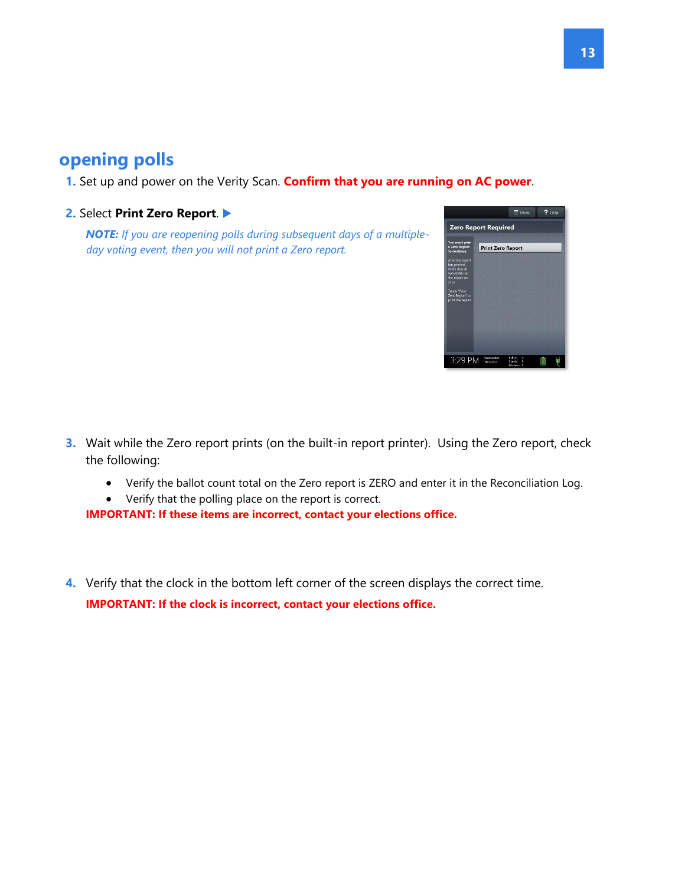## opening polls

1. Set up and power on the Verity Scan. **Confirm that you are running on AC power**.

2. Select **Print Zero Report**. ▶

   ***NOTE:*** *If you are reopening polls during subsequent days of a multiple-day voting event, then you will not print a Zero report.*

3. Wait while the Zero report prints (on the built-in report printer). Using the Zero report, check the following:

   - Verify the ballot count total on the Zero report is ZERO and enter it in the Reconciliation Log.
   - Verify that the polling place on the report is correct.

   **IMPORTANT: If these items are incorrect, contact your elections office.**

4. Verify that the clock in the bottom left corner of the screen displays the correct time.

   **IMPORTANT: If the clock is incorrect, contact your elections office.**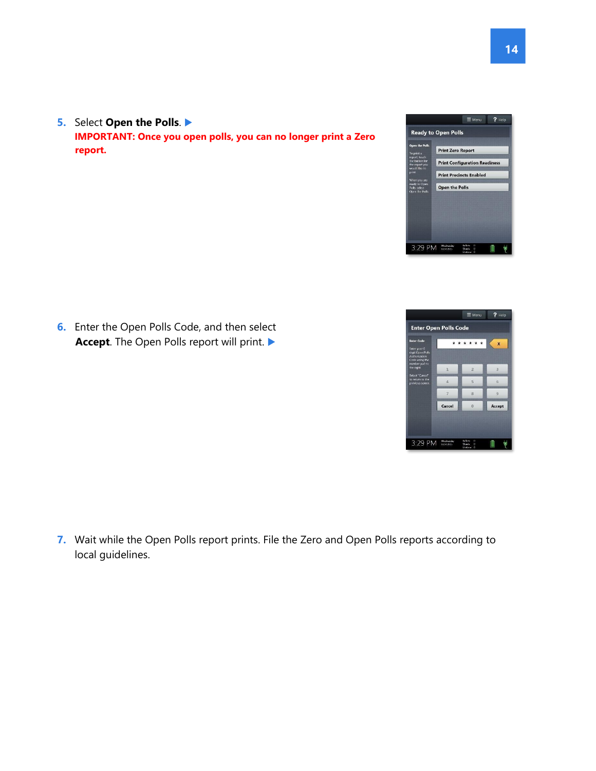5. Select **Open the Polls**. ▶
   **IMPORTANT: Once you open polls, you can no longer print a Zero report.**

6. Enter the Open Polls Code, and then select **Accept**. The Open Polls report will print. ▶

7. Wait while the Open Polls report prints. File the Zero and Open Polls reports according to local guidelines.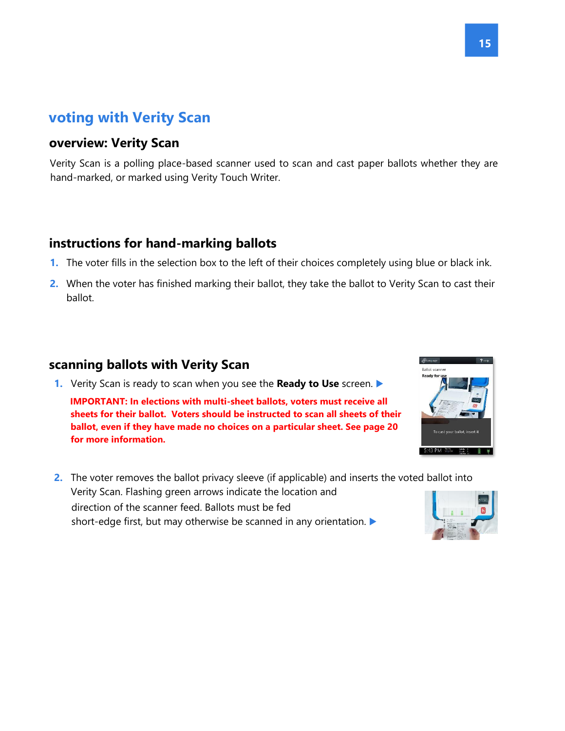# voting with Verity Scan

## overview: Verity Scan

Verity Scan is a polling place-based scanner used to scan and cast paper ballots whether they are hand-marked, or marked using Verity Touch Writer.

## instructions for hand-marking ballots

1. The voter fills in the selection box to the left of their choices completely using blue or black ink.
2. When the voter has finished marking their ballot, they take the ballot to Verity Scan to cast their ballot.

## scanning ballots with Verity Scan

1. Verity Scan is ready to scan when you see the **Ready to Use** screen. ▶

   **IMPORTANT: In elections with multi-sheet ballots, voters must receive all sheets for their ballot. Voters should be instructed to scan all sheets of their ballot, even if they have made no choices on a particular sheet. See page 20 for more information.**

2. The voter removes the ballot privacy sleeve (if applicable) and inserts the voted ballot into Verity Scan. Flashing green arrows indicate the location and direction of the scanner feed. Ballots must be fed short-edge first, but may otherwise be scanned in any orientation. ▶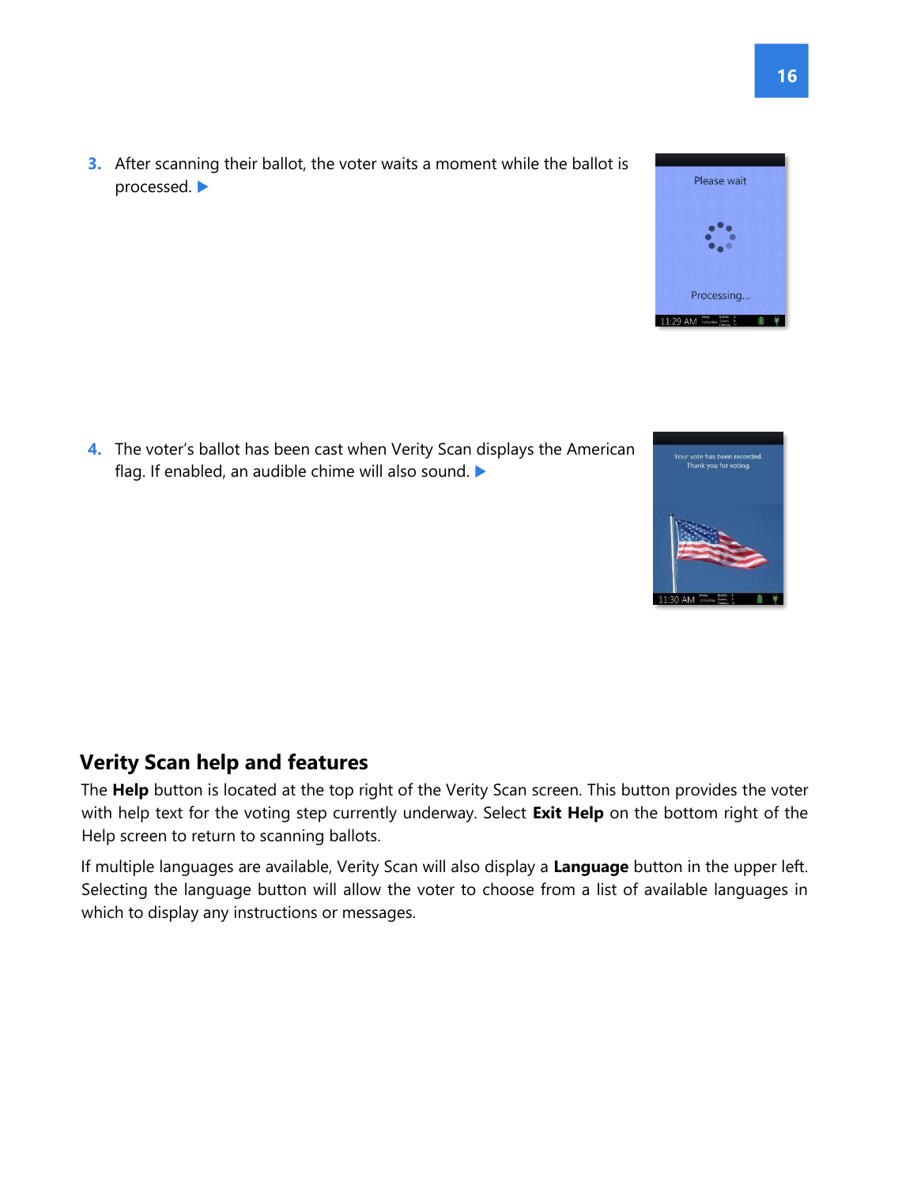3. After scanning their ballot, the voter waits a moment while the ballot is processed. ▶

4. The voter's ballot has been cast when Verity Scan displays the American flag. If enabled, an audible chime will also sound. ▶

## Verity Scan help and features

The **Help** button is located at the top right of the Verity Scan screen. This button provides the voter with help text for the voting step currently underway. Select **Exit Help** on the bottom right of the Help screen to return to scanning ballots.

If multiple languages are available, Verity Scan will also display a **Language** button in the upper left. Selecting the language button will allow the voter to choose from a list of available languages in which to display any instructions or messages.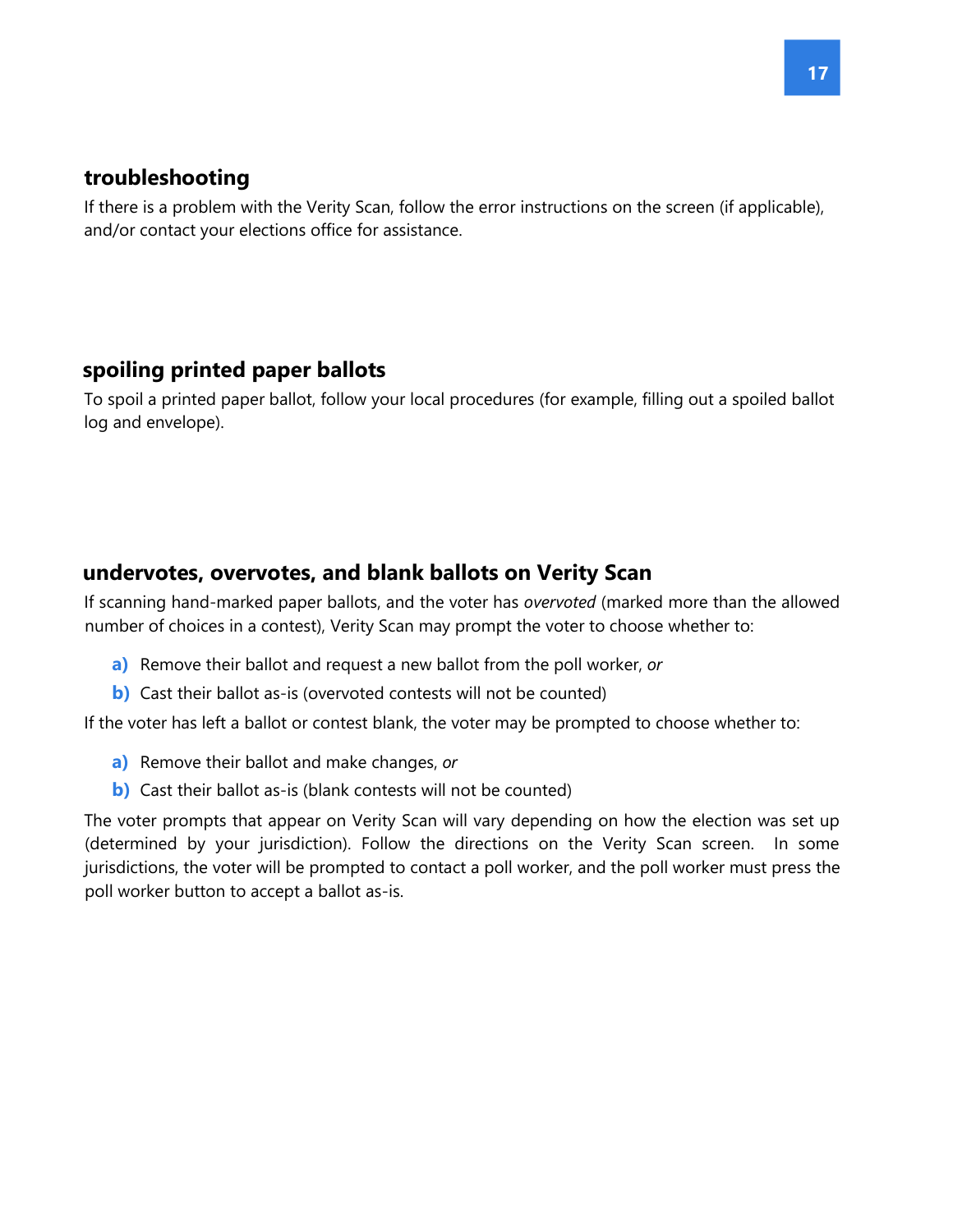## troubleshooting

If there is a problem with the Verity Scan, follow the error instructions on the screen (if applicable), and/or contact your elections office for assistance.

## spoiling printed paper ballots

To spoil a printed paper ballot, follow your local procedures (for example, filling out a spoiled ballot log and envelope).

## undervotes, overvotes, and blank ballots on Verity Scan

If scanning hand-marked paper ballots, and the voter has *overvoted* (marked more than the allowed number of choices in a contest), Verity Scan may prompt the voter to choose whether to:

**a)** Remove their ballot and request a new ballot from the poll worker, *or*

**b)** Cast their ballot as-is (overvoted contests will not be counted)

If the voter has left a ballot or contest blank, the voter may be prompted to choose whether to:

**a)** Remove their ballot and make changes, *or*

**b)** Cast their ballot as-is (blank contests will not be counted)

The voter prompts that appear on Verity Scan will vary depending on how the election was set up (determined by your jurisdiction). Follow the directions on the Verity Scan screen. In some jurisdictions, the voter will be prompted to contact a poll worker, and the poll worker must press the poll worker button to accept a ballot as-is.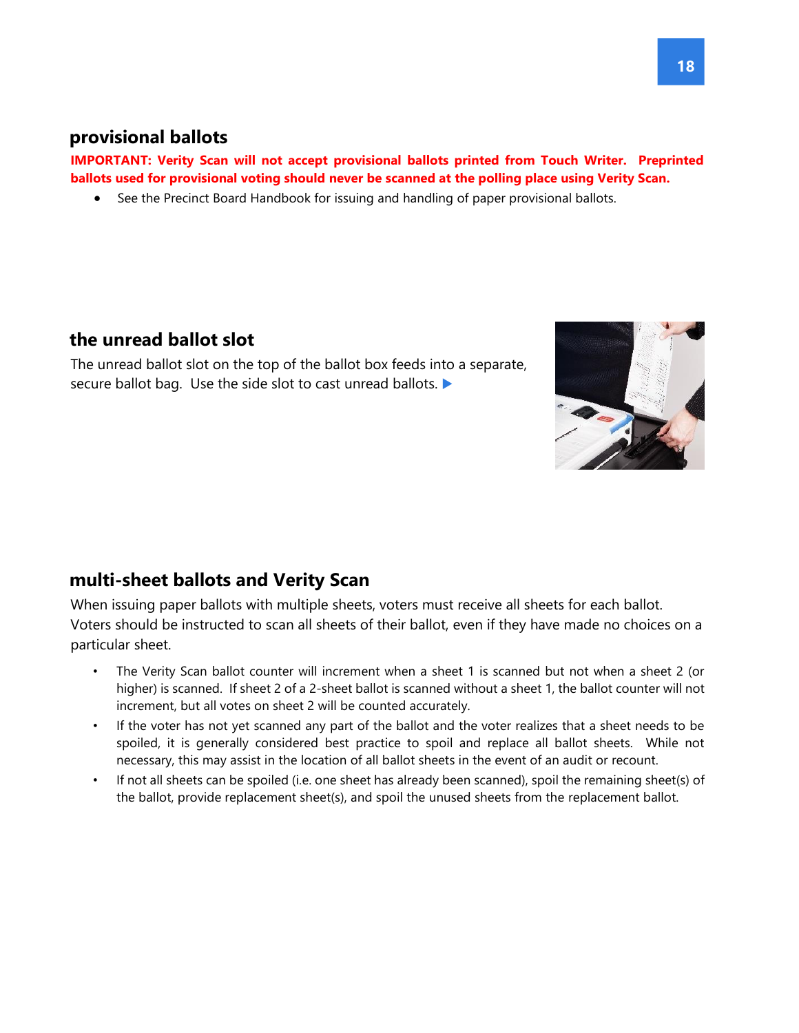## provisional ballots

**IMPORTANT: Verity Scan will not accept provisional ballots printed from Touch Writer. Preprinted ballots used for provisional voting should never be scanned at the polling place using Verity Scan.**

- See the Precinct Board Handbook for issuing and handling of paper provisional ballots.

## the unread ballot slot

The unread ballot slot on the top of the ballot box feeds into a separate, secure ballot bag. Use the side slot to cast unread ballots. ▶

## multi-sheet ballots and Verity Scan

When issuing paper ballots with multiple sheets, voters must receive all sheets for each ballot. Voters should be instructed to scan all sheets of their ballot, even if they have made no choices on a particular sheet.

- The Verity Scan ballot counter will increment when a sheet 1 is scanned but not when a sheet 2 (or higher) is scanned. If sheet 2 of a 2-sheet ballot is scanned without a sheet 1, the ballot counter will not increment, but all votes on sheet 2 will be counted accurately.
- If the voter has not yet scanned any part of the ballot and the voter realizes that a sheet needs to be spoiled, it is generally considered best practice to spoil and replace all ballot sheets. While not necessary, this may assist in the location of all ballot sheets in the event of an audit or recount.
- If not all sheets can be spoiled (i.e. one sheet has already been scanned), spoil the remaining sheet(s) of the ballot, provide replacement sheet(s), and spoil the unused sheets from the replacement ballot.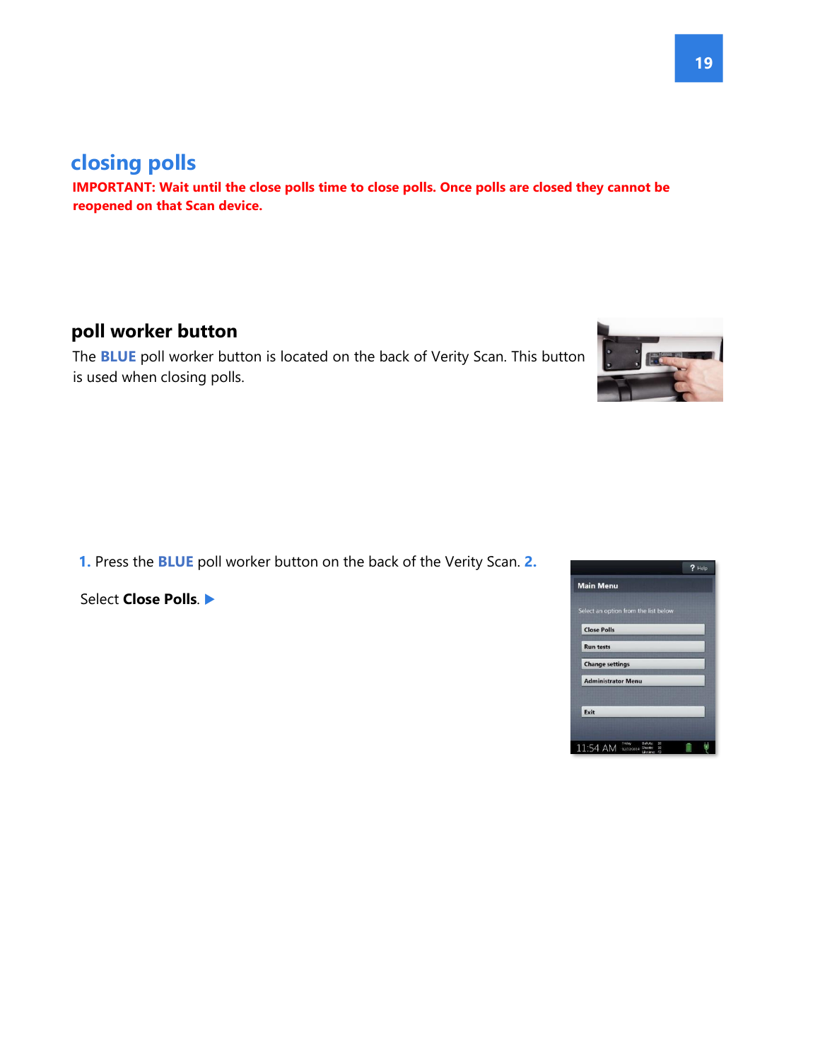# closing polls

**IMPORTANT: Wait until the close polls time to close polls. Once polls are closed they cannot be reopened on that Scan device.**

## poll worker button

The **BLUE** poll worker button is located on the back of Verity Scan. This button is used when closing polls.

1. Press the **BLUE** poll worker button on the back of the Verity Scan.
2. Select **Close Polls**. ▶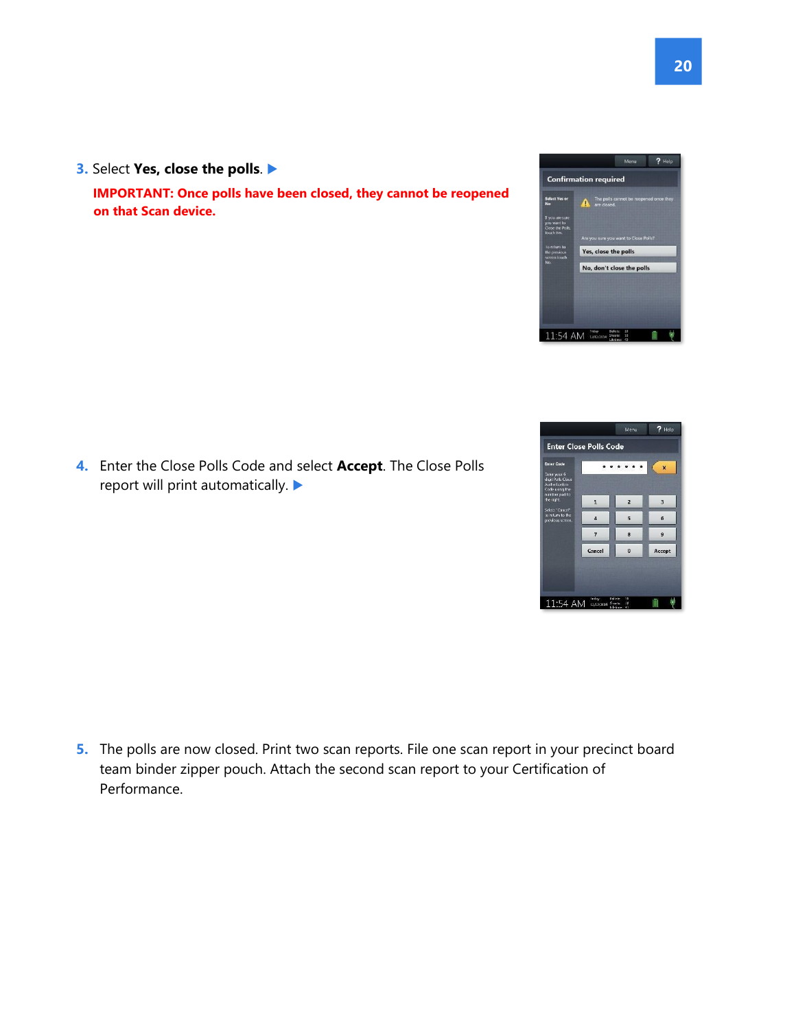3. Select **Yes, close the polls**. ▶

   **IMPORTANT: Once polls have been closed, they cannot be reopened on that Scan device.**

4. Enter the Close Polls Code and select **Accept**. The Close Polls report will print automatically. ▶

5. The polls are now closed. Print two scan reports. File one scan report in your precinct board team binder zipper pouch. Attach the second scan report to your Certification of Performance.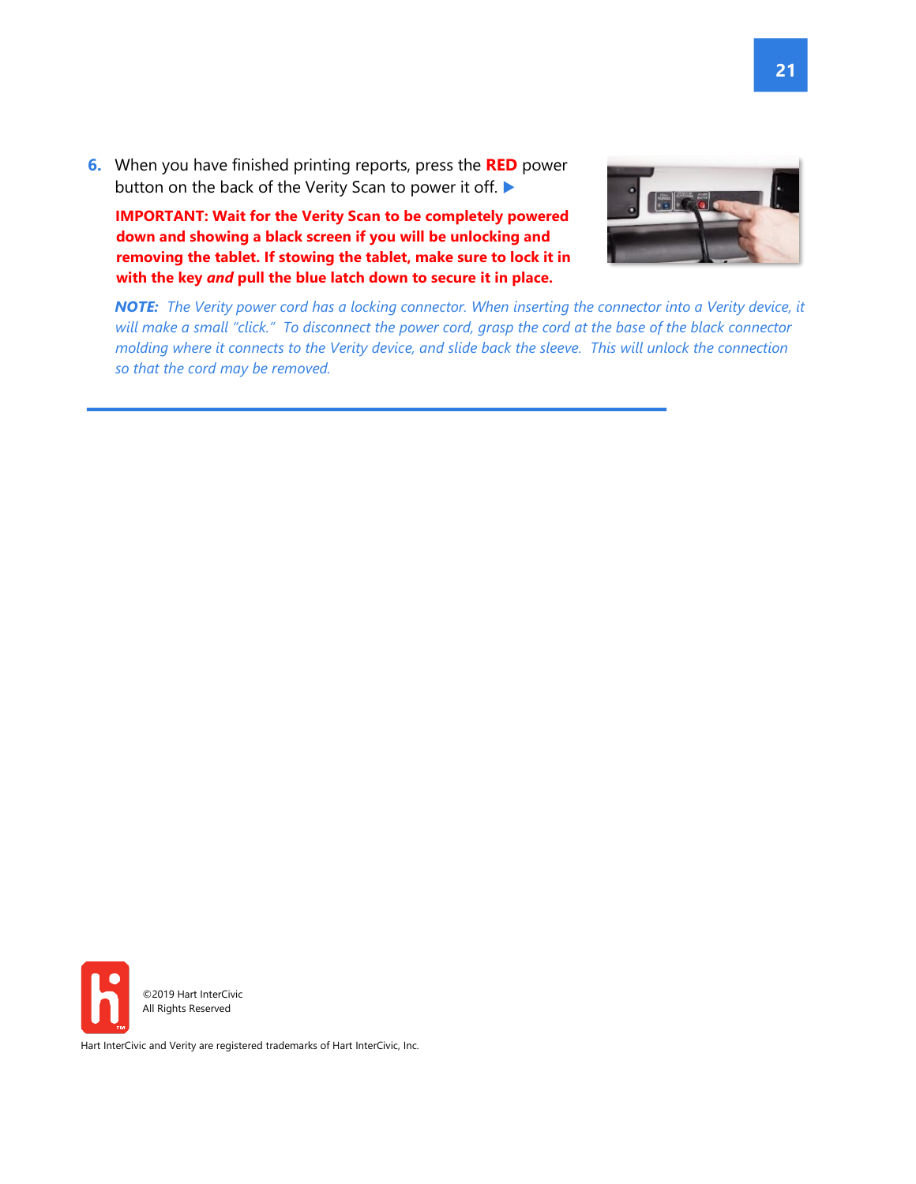6. When you have finished printing reports, press the **RED** power button on the back of the Verity Scan to power it off. ▶

   **IMPORTANT: Wait for the Verity Scan to be completely powered down and showing a black screen if you will be unlocking and removing the tablet. If stowing the tablet, make sure to lock it in with the key *and* pull the blue latch down to secure it in place.**

   ***NOTE:*** *The Verity power cord has a locking connector. When inserting the connector into a Verity device, it will make a small "click." To disconnect the power cord, grasp the cord at the base of the black connector molding where it connects to the Verity device, and slide back the sleeve. This will unlock the connection so that the cord may be removed.*

---

©2019 Hart InterCivic
All Rights Reserved

Hart InterCivic and Verity are registered trademarks of Hart InterCivic, Inc.